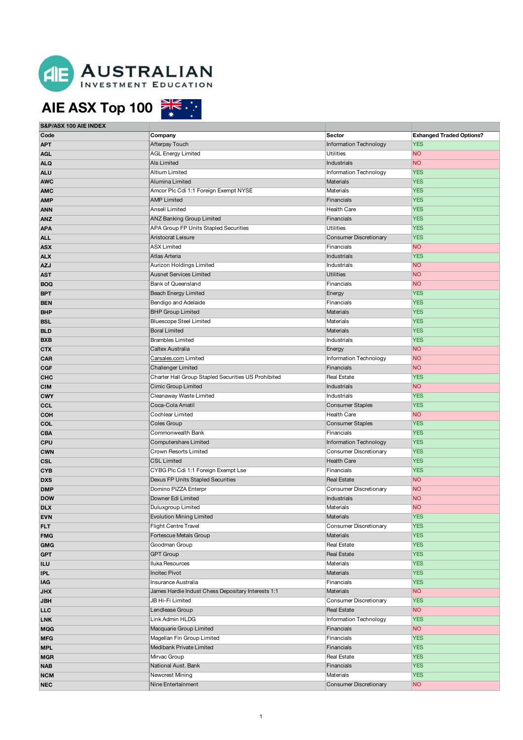AUSTRALIAN INVESTMENT EDUCATION

# AIE ASX Top 100

| S&P/ASX 100 AIE INDEX | | | |
|---|---|---|---|
| **Code** | **Company** | **Sector** | **Exhanged Traded Options?** |
| **APT** | Afterpay Touch | Information Technology | YES |
| **AGL** | AGL Energy Limited | Utilities | NO |
| **ALQ** | Als Limited | Industrials | NO |
| **ALU** | Altium Limited | Information Technology | YES |
| **AWC** | Alumina Limited | Materials | YES |
| **AMC** | Amcor Plc Cdi 1:1 Foreign Exempt NYSE | Materials | YES |
| **AMP** | AMP Limited | Financials | YES |
| **ANN** | Ansell Limited | Health Care | YES |
| **ANZ** | ANZ Banking Group Limited | Financials | YES |
| **APA** | APA Group FP Units Stapled Securities | Utilities | YES |
| **ALL** | Aristocrat Leisure | Consumer Discretionary | YES |
| **ASX** | ASX Limited | Financials | NO |
| **ALX** | Atlas Arteria | Industrials | YES |
| **AZJ** | Aurizon Holdings Limited | Industrials | NO |
| **AST** | Ausnet Services Limited | Utilities | NO |
| **BOQ** | Bank of Queensland | Financials | NO |
| **BPT** | Beach Energy Limited | Energy | YES |
| **BEN** | Bendigo and Adelaide | Financials | YES |
| **BHP** | BHP Group Limited | Materials | YES |
| **BSL** | Bluescope Steel Limited | Materials | YES |
| **BLD** | Boral Limited | Materials | YES |
| **BXB** | Brambles Limited | Industrials | YES |
| **CTX** | Caltex Australia | Energy | NO |
| **CAR** | Carsales.com Limited | Information Technology | NO |
| **CGF** | Challenger Limited | Financials | NO |
| **CHC** | Charter Hall Group Stapled Securities US Prohibited | Real Estate | YES |
| **CIM** | Cimic Group Limited | Industrials | NO |
| **CWY** | Cleanaway Waste Limited | Industrials | YES |
| **CCL** | Coca-Cola Amatil | Consumer Staples | YES |
| **COH** | Cochlear Limited | Health Care | NO |
| **COL** | Coles Group | Consumer Staples | YES |
| **CBA** | Commonwealth Bank | Financials | YES |
| **CPU** | Computershare Limited | Information Technology | YES |
| **CWN** | Crown Resorts Limited | Consumer Discretionary | YES |
| **CSL** | CSL Limited | Health Care | YES |
| **CYB** | CYBG Plc Cdi 1:1 Foreign Exempt Lse | Financials | YES |
| **DXS** | Dexus FP Units Stapled Securities | Real Estate | NO |
| **DMP** | Domino PIZZA Enterpr | Consumer Discretionary | NO |
| **DOW** | Downer Edi Limited | Industrials | NO |
| **DLX** | Duluxgroup Limited | Materials | NO |
| **EVN** | Evolution Mining Limited | Materials | YES |
| **FLT** | Flight Centre Travel | Consumer Discretionary | YES |
| **FMG** | Fortescue Metals Group | Materials | YES |
| **GMG** | Goodman Group | Real Estate | YES |
| **GPT** | GPT Group | Real Estate | YES |
| **ILU** | Iluka Resources | Materials | YES |
| **IPL** | Incitec Pivot | Materials | YES |
| **IAG** | Insurance Australia | Financials | YES |
| **JHX** | James Hardie Indust Chess Depositary Interests 1:1 | Materials | NO |
| **JBH** | JB Hi-Fi Limited | Consumer Discretionary | YES |
| **LLC** | Lendlease Group | Real Estate | NO |
| **LNK** | Link Admin HLDG | Information Technology | YES |
| **MQG** | Macquarie Group Limited | Financials | NO |
| **MFG** | Magellan Fin Group Limited | Financials | YES |
| **MPL** | Medibank Private Limited | Financials | YES |
| **MGR** | Mirvac Group | Real Estate | YES |
| **NAB** | National Aust. Bank | Financials | YES |
| **NCM** | Newcrest Mining | Materials | YES |
| **NEC** | Nine Entertainment | Consumer Discretionary | NO |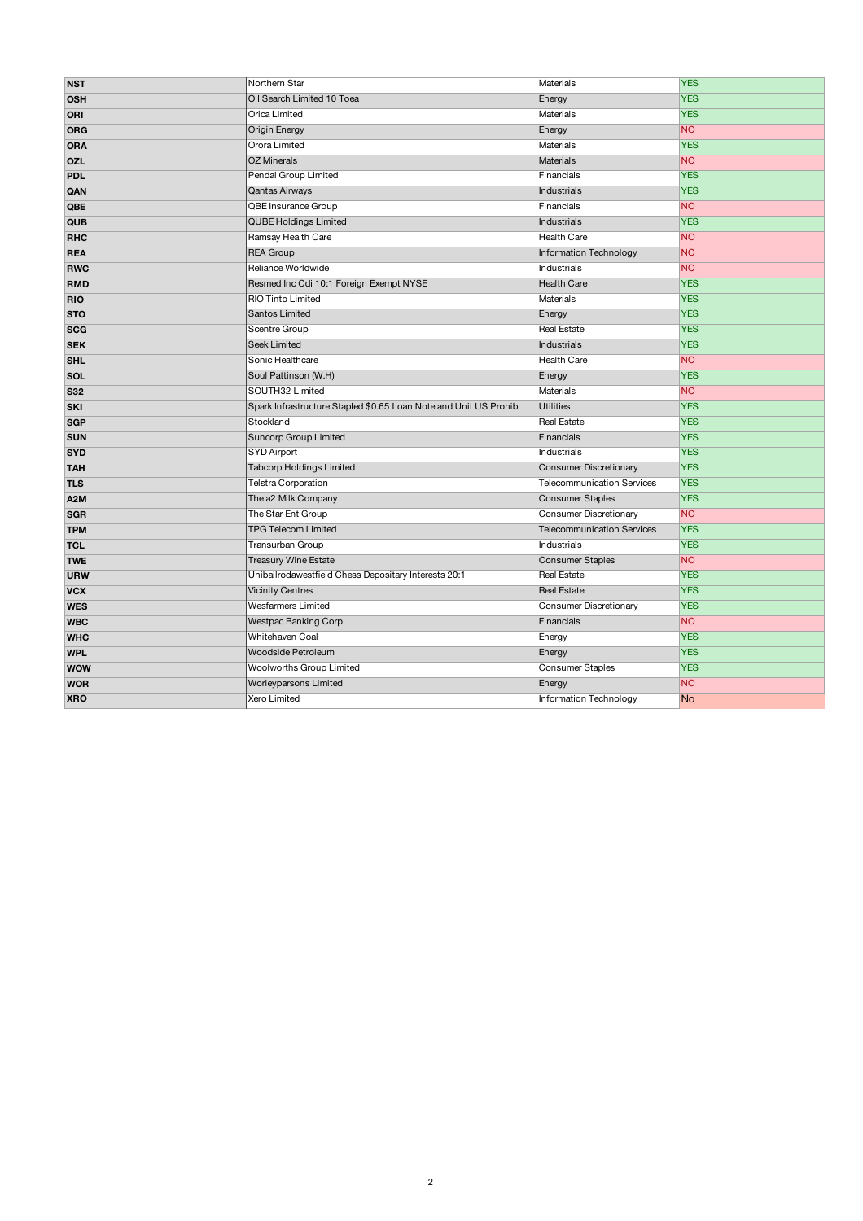| NST | Northern Star | Materials | YES |
|---|---|---|---|
| OSH | Oil Search Limited 10 Toea | Energy | YES |
| ORI | Orica Limited | Materials | YES |
| ORG | Origin Energy | Energy | NO |
| ORA | Orora Limited | Materials | YES |
| OZL | OZ Minerals | Materials | NO |
| PDL | Pendal Group Limited | Financials | YES |
| QAN | Qantas Airways | Industrials | YES |
| QBE | QBE Insurance Group | Financials | NO |
| QUB | QUBE Holdings Limited | Industrials | YES |
| RHC | Ramsay Health Care | Health Care | NO |
| REA | REA Group | Information Technology | NO |
| RWC | Reliance Worldwide | Industrials | NO |
| RMD | Resmed Inc Cdi 10:1 Foreign Exempt NYSE | Health Care | YES |
| RIO | RIO Tinto Limited | Materials | YES |
| STO | Santos Limited | Energy | YES |
| SCG | Scentre Group | Real Estate | YES |
| SEK | Seek Limited | Industrials | YES |
| SHL | Sonic Healthcare | Health Care | NO |
| SOL | Soul Pattinson (W.H) | Energy | YES |
| S32 | SOUTH32 Limited | Materials | NO |
| SKI | Spark Infrastructure Stapled $0.65 Loan Note and Unit US Prohib | Utilities | YES |
| SGP | Stockland | Real Estate | YES |
| SUN | Suncorp Group Limited | Financials | YES |
| SYD | SYD Airport | Industrials | YES |
| TAH | Tabcorp Holdings Limited | Consumer Discretionary | YES |
| TLS | Telstra Corporation | Telecommunication Services | YES |
| A2M | The a2 Milk Company | Consumer Staples | YES |
| SGR | The Star Ent Group | Consumer Discretionary | NO |
| TPM | TPG Telecom Limited | Telecommunication Services | YES |
| TCL | Transurban Group | Industrials | YES |
| TWE | Treasury Wine Estate | Consumer Staples | NO |
| URW | Unibailrodawestfield Chess Depositary Interests 20:1 | Real Estate | YES |
| VCX | Vicinity Centres | Real Estate | YES |
| WES | Wesfarmers Limited | Consumer Discretionary | YES |
| WBC | Westpac Banking Corp | Financials | NO |
| WHC | Whitehaven Coal | Energy | YES |
| WPL | Woodside Petroleum | Energy | YES |
| WOW | Woolworths Group Limited | Consumer Staples | YES |
| WOR | Worleyparsons Limited | Energy | NO |
| XRO | Xero Limited | Information Technology | No |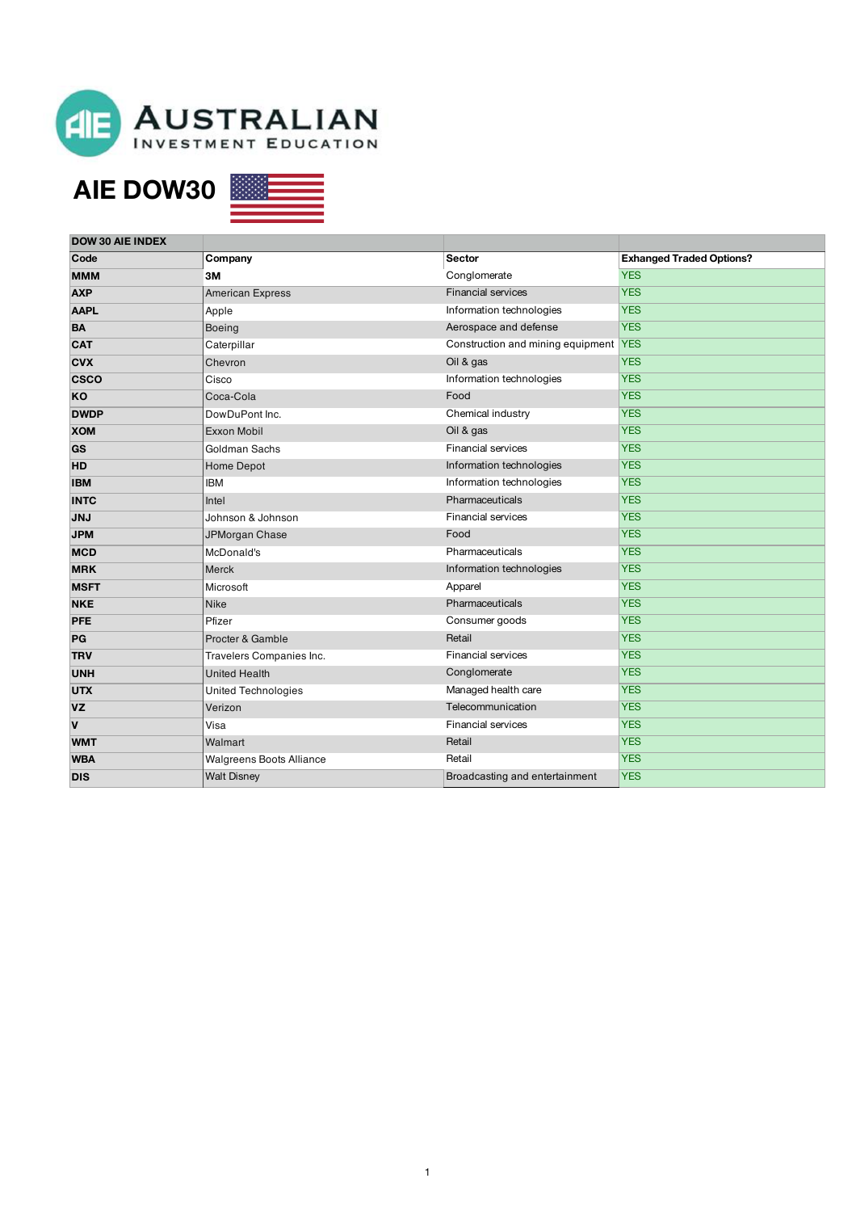AUSTRALIAN INVESTMENT EDUCATION

# AIE DOW30

| DOW 30 AIE INDEX | | | |
|---|---|---|---|
| **Code** | **Company** | **Sector** | **Exhanged Traded Options?** |
| **MMM** | **3M** | Conglomerate | YES |
| **AXP** | American Express | Financial services | YES |
| **AAPL** | Apple | Information technologies | YES |
| **BA** | Boeing | Aerospace and defense | YES |
| **CAT** | Caterpillar | Construction and mining equipment | YES |
| **CVX** | Chevron | Oil & gas | YES |
| **CSCO** | Cisco | Information technologies | YES |
| **KO** | Coca-Cola | Food | YES |
| **DWDP** | DowDuPont Inc. | Chemical industry | YES |
| **XOM** | Exxon Mobil | Oil & gas | YES |
| **GS** | Goldman Sachs | Financial services | YES |
| **HD** | Home Depot | Information technologies | YES |
| **IBM** | IBM | Information technologies | YES |
| **INTC** | Intel | Pharmaceuticals | YES |
| **JNJ** | Johnson & Johnson | Financial services | YES |
| **JPM** | JPMorgan Chase | Food | YES |
| **MCD** | McDonald's | Pharmaceuticals | YES |
| **MRK** | Merck | Information technologies | YES |
| **MSFT** | Microsoft | Apparel | YES |
| **NKE** | Nike | Pharmaceuticals | YES |
| **PFE** | Pfizer | Consumer goods | YES |
| **PG** | Procter & Gamble | Retail | YES |
| **TRV** | Travelers Companies Inc. | Financial services | YES |
| **UNH** | United Health | Conglomerate | YES |
| **UTX** | United Technologies | Managed health care | YES |
| **VZ** | Verizon | Telecommunication | YES |
| **V** | Visa | Financial services | YES |
| **WMT** | Walmart | Retail | YES |
| **WBA** | Walgreens Boots Alliance | Retail | YES |
| **DIS** | Walt Disney | Broadcasting and entertainment | YES |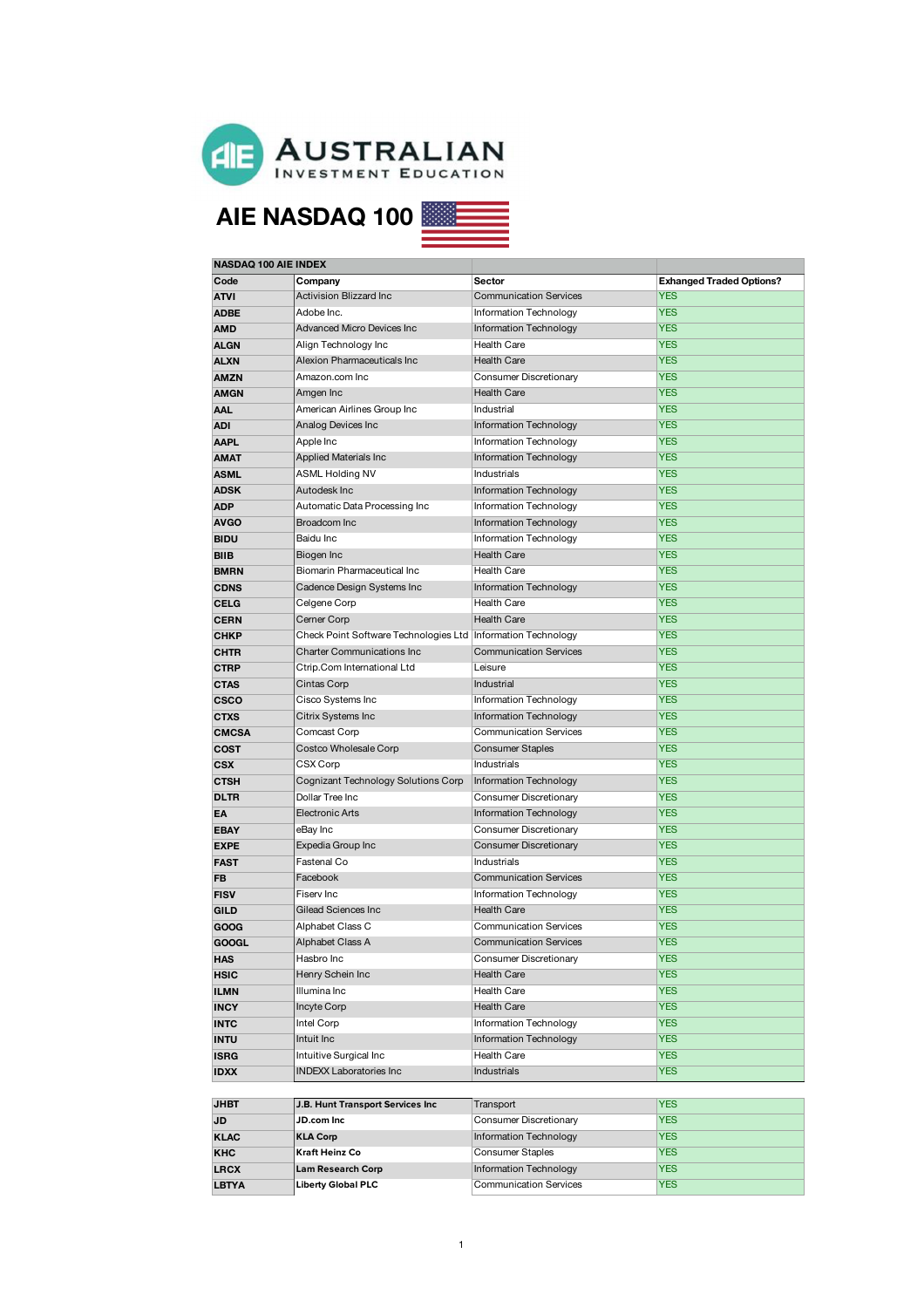# AUSTRALIAN INVESTMENT EDUCATION

## AIE NASDAQ 100

| NASDAQ 100 AIE INDEX | | | |
|---|---|---|---|
| **Code** | **Company** | **Sector** | **Exhanged Traded Options?** |
| **ATVI** | Activision Blizzard Inc | Communication Services | YES |
| **ADBE** | Adobe Inc. | Information Technology | YES |
| **AMD** | Advanced Micro Devices Inc | Information Technology | YES |
| **ALGN** | Align Technology Inc | Health Care | YES |
| **ALXN** | Alexion Pharmaceuticals Inc | Health Care | YES |
| **AMZN** | Amazon.com Inc | Consumer Discretionary | YES |
| **AMGN** | Amgen Inc | Health Care | YES |
| **AAL** | American Airlines Group Inc | Industrial | YES |
| **ADI** | Analog Devices Inc | Information Technology | YES |
| **AAPL** | Apple Inc | Information Technology | YES |
| **AMAT** | Applied Materials Inc | Information Technology | YES |
| **ASML** | ASML Holding NV | Industrials | YES |
| **ADSK** | Autodesk Inc | Information Technology | YES |
| **ADP** | Automatic Data Processing Inc | Information Technology | YES |
| **AVGO** | Broadcom Inc | Information Technology | YES |
| **BIDU** | Baidu Inc | Information Technology | YES |
| **BIIB** | Biogen Inc | Health Care | YES |
| **BMRN** | Biomarin Pharmaceutical Inc | Health Care | YES |
| **CDNS** | Cadence Design Systems Inc | Information Technology | YES |
| **CELG** | Celgene Corp | Health Care | YES |
| **CERN** | Cerner Corp | Health Care | YES |
| **CHKP** | Check Point Software Technologies Ltd | Information Technology | YES |
| **CHTR** | Charter Communications Inc | Communication Services | YES |
| **CTRP** | Ctrip.Com International Ltd | Leisure | YES |
| **CTAS** | Cintas Corp | Industrial | YES |
| **CSCO** | Cisco Systems Inc | Information Technology | YES |
| **CTXS** | Citrix Systems Inc | Information Technology | YES |
| **CMCSA** | Comcast Corp | Communication Services | YES |
| **COST** | Costco Wholesale Corp | Consumer Staples | YES |
| **CSX** | CSX Corp | Industrials | YES |
| **CTSH** | Cognizant Technology Solutions Corp | Information Technology | YES |
| **DLTR** | Dollar Tree Inc | Consumer Discretionary | YES |
| **EA** | Electronic Arts | Information Technology | YES |
| **EBAY** | eBay Inc | Consumer Discretionary | YES |
| **EXPE** | Expedia Group Inc | Consumer Discretionary | YES |
| **FAST** | Fastenal Co | Industrials | YES |
| **FB** | Facebook | Communication Services | YES |
| **FISV** | Fiserv Inc | Information Technology | YES |
| **GILD** | Gilead Sciences Inc | Health Care | YES |
| **GOOG** | Alphabet Class C | Communication Services | YES |
| **GOOGL** | Alphabet Class A | Communication Services | YES |
| **HAS** | Hasbro Inc | Consumer Discretionary | YES |
| **HSIC** | Henry Schein Inc | Health Care | YES |
| **ILMN** | Illumina Inc | Health Care | YES |
| **INCY** | Incyte Corp | Health Care | YES |
| **INTC** | Intel Corp | Information Technology | YES |
| **INTU** | Intuit Inc | Information Technology | YES |
| **ISRG** | Intuitive Surgical Inc | Health Care | YES |
| **IDXX** | INDEXX Laboratories Inc | Industrials | YES |
| **JBHT** | **J.B. Hunt Transport Services Inc** | Transport | YES |
| **JD** | **JD.com Inc** | Consumer Discretionary | YES |
| **KLAC** | **KLA Corp** | Information Technology | YES |
| **KHC** | **Kraft Heinz Co** | Consumer Staples | YES |
| **LRCX** | **Lam Research Corp** | Information Technology | YES |
| **LBTYA** | **Liberty Global PLC** | Communication Services | YES |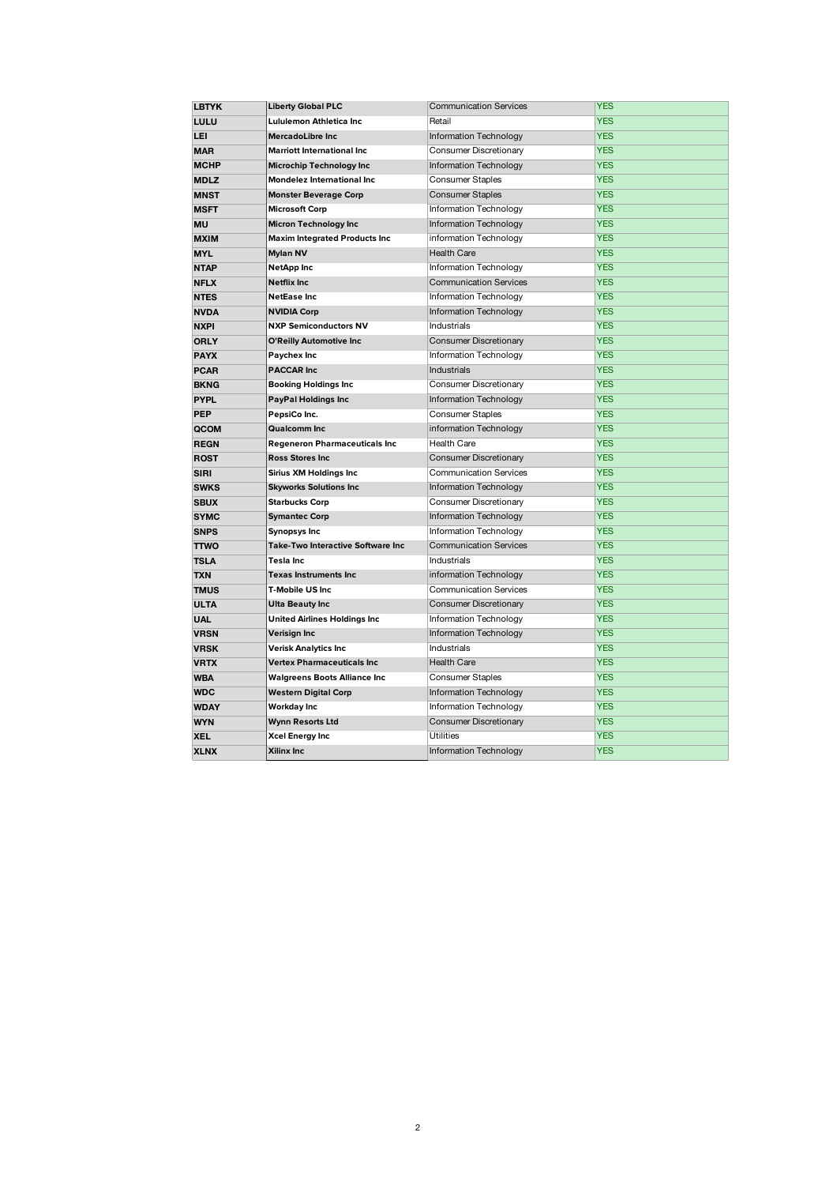| LBTYK | Liberty Global PLC | Communication Services | YES |
|---|---|---|---|
| LULU | Lululemon Athletica Inc | Retail | YES |
| LEI | MercadoLibre Inc | Information Technology | YES |
| MAR | Marriott International Inc | Consumer Discretionary | YES |
| MCHP | Microchip Technology Inc | Information Technology | YES |
| MDLZ | Mondelez International Inc | Consumer Staples | YES |
| MNST | Monster Beverage Corp | Consumer Staples | YES |
| MSFT | Microsoft Corp | Information Technology | YES |
| MU | Micron Technology Inc | Information Technology | YES |
| MXIM | Maxim Integrated Products Inc | information Technology | YES |
| MYL | Mylan NV | Health Care | YES |
| NTAP | NetApp Inc | Information Technology | YES |
| NFLX | Netflix Inc | Communication Services | YES |
| NTES | NetEase Inc | Information Technology | YES |
| NVDA | NVIDIA Corp | Information Technology | YES |
| NXPI | NXP Semiconductors NV | Industrials | YES |
| ORLY | O'Reilly Automotive Inc | Consumer Discretionary | YES |
| PAYX | Paychex Inc | Information Technology | YES |
| PCAR | PACCAR Inc | Industrials | YES |
| BKNG | Booking Holdings Inc | Consumer Discretionary | YES |
| PYPL | PayPal Holdings Inc | Information Technology | YES |
| PEP | PepsiCo Inc. | Consumer Staples | YES |
| QCOM | Qualcomm Inc | information Technology | YES |
| REGN | Regeneron Pharmaceuticals Inc | Health Care | YES |
| ROST | Ross Stores Inc | Consumer Discretionary | YES |
| SIRI | Sirius XM Holdings Inc | Communication Services | YES |
| SWKS | Skyworks Solutions Inc | Information Technology | YES |
| SBUX | Starbucks Corp | Consumer Discretionary | YES |
| SYMC | Symantec Corp | Information Technology | YES |
| SNPS | Synopsys Inc | Information Technology | YES |
| TTWO | Take-Two Interactive Software Inc | Communication Services | YES |
| TSLA | Tesla Inc | Industrials | YES |
| TXN | Texas Instruments Inc | information Technology | YES |
| TMUS | T-Mobile US Inc | Communication Services | YES |
| ULTA | Ulta Beauty Inc | Consumer Discretionary | YES |
| UAL | United Airlines Holdings Inc | Information Technology | YES |
| VRSN | Verisign Inc | Information Technology | YES |
| VRSK | Verisk Analytics Inc | Industrials | YES |
| VRTX | Vertex Pharmaceuticals Inc | Health Care | YES |
| WBA | Walgreens Boots Alliance Inc | Consumer Staples | YES |
| WDC | Western Digital Corp | Information Technology | YES |
| WDAY | Workday Inc | Information Technology | YES |
| WYN | Wynn Resorts Ltd | Consumer Discretionary | YES |
| XEL | Xcel Energy Inc | Utilities | YES |
| XLNX | Xilinx Inc | Information Technology | YES |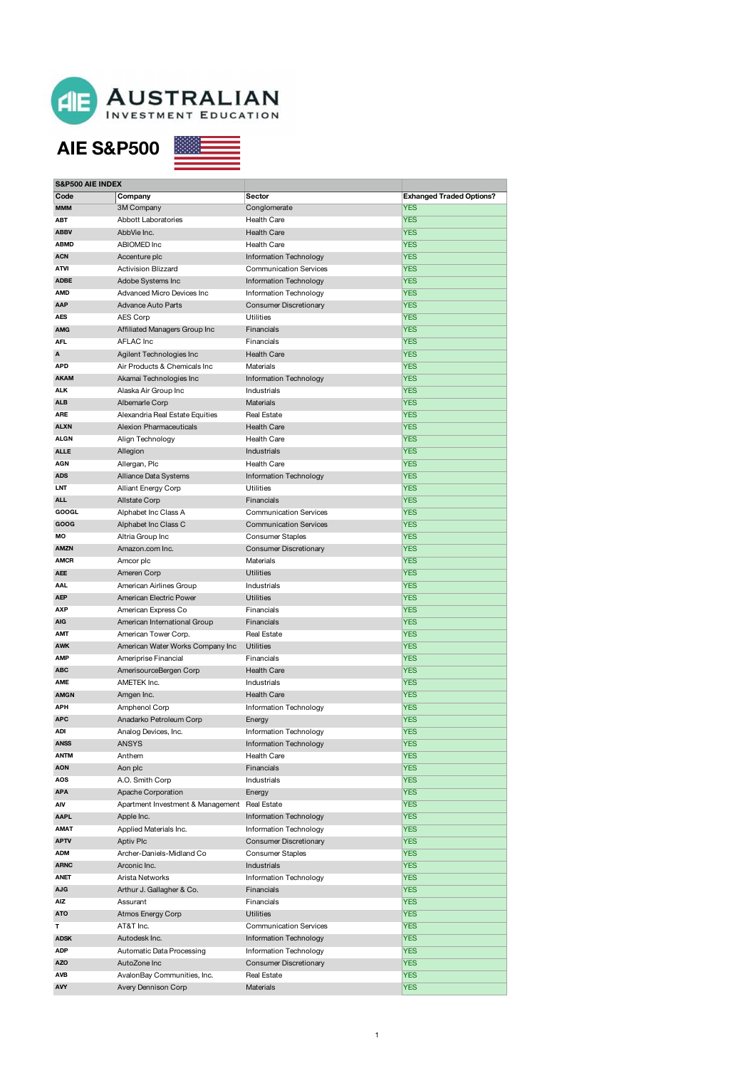AUSTRALIAN INVESTMENT EDUCATION

# AIE S&P500

| S&P500 AIE INDEX | | | |
|---|---|---|---|
| **Code** | **Company** | **Sector** | **Exhanged Traded Options?** |
| **MMM** | 3M Company | Conglomerate | YES |
| **ABT** | Abbott Laboratories | Health Care | YES |
| **ABBV** | AbbVie Inc. | Health Care | YES |
| **ABMD** | ABIOMED Inc | Health Care | YES |
| **ACN** | Accenture plc | Information Technology | YES |
| **ATVI** | Activision Blizzard | Communication Services | YES |
| **ADBE** | Adobe Systems Inc | Information Technology | YES |
| **AMD** | Advanced Micro Devices Inc | Information Technology | YES |
| **AAP** | Advance Auto Parts | Consumer Discretionary | YES |
| **AES** | AES Corp | Utilities | YES |
| **AMG** | Affiliated Managers Group Inc | Financials | YES |
| **AFL** | AFLAC Inc | Financials | YES |
| **A** | Agilent Technologies Inc | Health Care | YES |
| **APD** | Air Products & Chemicals Inc | Materials | YES |
| **AKAM** | Akamai Technologies Inc | Information Technology | YES |
| **ALK** | Alaska Air Group Inc | Industrials | YES |
| **ALB** | Albemarle Corp | Materials | YES |
| **ARE** | Alexandria Real Estate Equities | Real Estate | YES |
| **ALXN** | Alexion Pharmaceuticals | Health Care | YES |
| **ALGN** | Align Technology | Health Care | YES |
| **ALLE** | Allegion | Industrials | YES |
| **AGN** | Allergan, Plc | Health Care | YES |
| **ADS** | Alliance Data Systems | Information Technology | YES |
| **LNT** | Alliant Energy Corp | Utilities | YES |
| **ALL** | Allstate Corp | Financials | YES |
| **GOOGL** | Alphabet Inc Class A | Communication Services | YES |
| **GOOG** | Alphabet Inc Class C | Communication Services | YES |
| **MO** | Altria Group Inc | Consumer Staples | YES |
| **AMZN** | Amazon.com Inc. | Consumer Discretionary | YES |
| **AMCR** | Amcor plc | Materials | YES |
| **AEE** | Ameren Corp | Utilities | YES |
| **AAL** | American Airlines Group | Industrials | YES |
| **AEP** | American Electric Power | Utilities | YES |
| **AXP** | American Express Co | Financials | YES |
| **AIG** | American International Group | Financials | YES |
| **AMT** | American Tower Corp. | Real Estate | YES |
| **AWK** | American Water Works Company Inc | Utilities | YES |
| **AMP** | Ameriprise Financial | Financials | YES |
| **ABC** | AmerisourceBergen Corp | Health Care | YES |
| **AME** | AMETEK Inc. | Industrials | YES |
| **AMGN** | Amgen Inc. | Health Care | YES |
| **APH** | Amphenol Corp | Information Technology | YES |
| **APC** | Anadarko Petroleum Corp | Energy | YES |
| **ADI** | Analog Devices, Inc. | Information Technology | YES |
| **ANSS** | ANSYS | Information Technology | YES |
| **ANTM** | Anthem | Health Care | YES |
| **AON** | Aon plc | Financials | YES |
| **AOS** | A.O. Smith Corp | Industrials | YES |
| **APA** | Apache Corporation | Energy | YES |
| **AIV** | Apartment Investment & Management | Real Estate | YES |
| **AAPL** | Apple Inc. | Information Technology | YES |
| **AMAT** | Applied Materials Inc. | Information Technology | YES |
| **APTV** | Aptiv Plc | Consumer Discretionary | YES |
| **ADM** | Archer-Daniels-Midland Co | Consumer Staples | YES |
| **ARNC** | Arconic Inc. | Industrials | YES |
| **ANET** | Arista Networks | Information Technology | YES |
| **AJG** | Arthur J. Gallagher & Co. | Financials | YES |
| **AIZ** | Assurant | Financials | YES |
| **ATO** | Atmos Energy Corp | Utilities | YES |
| **T** | AT&T Inc. | Communication Services | YES |
| **ADSK** | Autodesk Inc. | Information Technology | YES |
| **ADP** | Automatic Data Processing | Information Technology | YES |
| **AZO** | AutoZone Inc | Consumer Discretionary | YES |
| **AVB** | AvalonBay Communities, Inc. | Real Estate | YES |
| **AVY** | Avery Dennison Corp | Materials | YES |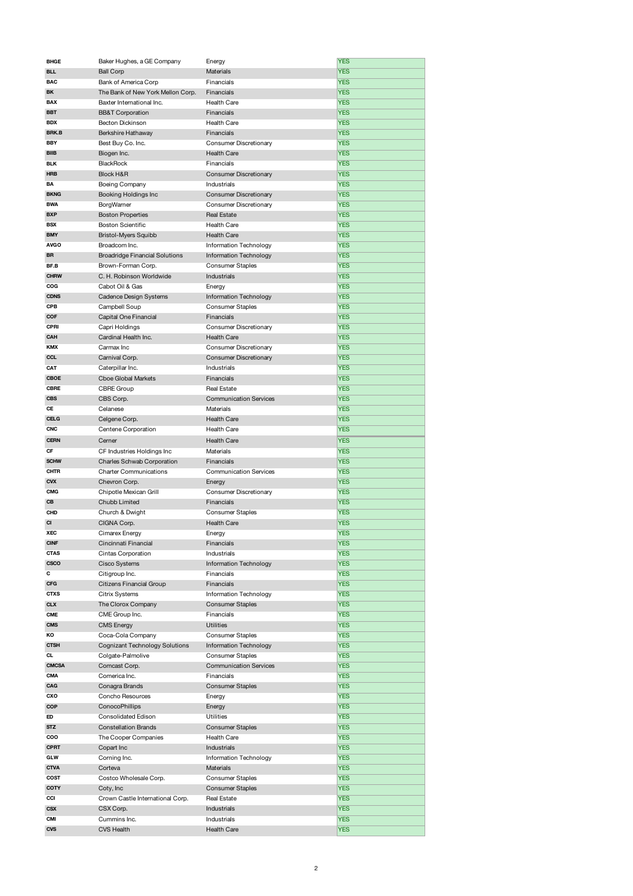| | | | |
|---|---|---|---|
| **BHGE** | Baker Hughes, a GE Company | Energy | YES |
| **BLL** | Ball Corp | Materials | YES |
| **BAC** | Bank of America Corp | Financials | YES |
| **BK** | The Bank of New York Mellon Corp. | Financials | YES |
| **BAX** | Baxter International Inc. | Health Care | YES |
| **BBT** | BB&T Corporation | Financials | YES |
| **BDX** | Becton Dickinson | Health Care | YES |
| **BRK.B** | Berkshire Hathaway | Financials | YES |
| **BBY** | Best Buy Co. Inc. | Consumer Discretionary | YES |
| **BIIB** | Biogen Inc. | Health Care | YES |
| **BLK** | BlackRock | Financials | YES |
| **HRB** | Block H&R | Consumer Discretionary | YES |
| **BA** | Boeing Company | Industrials | YES |
| **BKNG** | Booking Holdings Inc | Consumer Discretionary | YES |
| **BWA** | BorgWarner | Consumer Discretionary | YES |
| **BXP** | Boston Properties | Real Estate | YES |
| **BSX** | Boston Scientific | Health Care | YES |
| **BMY** | Bristol-Myers Squibb | Health Care | YES |
| **AVGO** | Broadcom Inc. | Information Technology | YES |
| **BR** | Broadridge Financial Solutions | Information Technology | YES |
| **BF.B** | Brown-Forman Corp. | Consumer Staples | YES |
| **CHRW** | C. H. Robinson Worldwide | Industrials | YES |
| **COG** | Cabot Oil & Gas | Energy | YES |
| **CDNS** | Cadence Design Systems | Information Technology | YES |
| **CPB** | Campbell Soup | Consumer Staples | YES |
| **COF** | Capital One Financial | Financials | YES |
| **CPRI** | Capri Holdings | Consumer Discretionary | YES |
| **CAH** | Cardinal Health Inc. | Health Care | YES |
| **KMX** | Carmax Inc | Consumer Discretionary | YES |
| **CCL** | Carnival Corp. | Consumer Discretionary | YES |
| **CAT** | Caterpillar Inc. | Industrials | YES |
| **CBOE** | Cboe Global Markets | Financials | YES |
| **CBRE** | CBRE Group | Real Estate | YES |
| **CBS** | CBS Corp. | Communication Services | YES |
| **CE** | Celanese | Materials | YES |
| **CELG** | Celgene Corp. | Health Care | YES |
| **CNC** | Centene Corporation | Health Care | YES |
| **CERN** | Cerner | Health Care | YES |
| **CF** | CF Industries Holdings Inc | Materials | YES |
| **SCHW** | Charles Schwab Corporation | Financials | YES |
| **CHTR** | Charter Communications | Communication Services | YES |
| **CVX** | Chevron Corp. | Energy | YES |
| **CMG** | Chipotle Mexican Grill | Consumer Discretionary | YES |
| **CB** | Chubb Limited | Financials | YES |
| **CHD** | Church & Dwight | Consumer Staples | YES |
| **CI** | CIGNA Corp. | Health Care | YES |
| **XEC** | Cimarex Energy | Energy | YES |
| **CINF** | Cincinnati Financial | Financials | YES |
| **CTAS** | Cintas Corporation | Industrials | YES |
| **CSCO** | Cisco Systems | Information Technology | YES |
| **C** | Citigroup Inc. | Financials | YES |
| **CFG** | Citizens Financial Group | Financials | YES |
| **CTXS** | Citrix Systems | Information Technology | YES |
| **CLX** | The Clorox Company | Consumer Staples | YES |
| **CME** | CME Group Inc. | Financials | YES |
| **CMS** | CMS Energy | Utilities | YES |
| **KO** | Coca-Cola Company | Consumer Staples | YES |
| **CTSH** | Cognizant Technology Solutions | Information Technology | YES |
| **CL** | Colgate-Palmolive | Consumer Staples | YES |
| **CMCSA** | Comcast Corp. | Communication Services | YES |
| **CMA** | Comerica Inc. | Financials | YES |
| **CAG** | Conagra Brands | Consumer Staples | YES |
| **CXO** | Concho Resources | Energy | YES |
| **COP** | ConocoPhillips | Energy | YES |
| **ED** | Consolidated Edison | Utilities | YES |
| **STZ** | Constellation Brands | Consumer Staples | YES |
| **COO** | The Cooper Companies | Health Care | YES |
| **CPRT** | Copart Inc | Industrials | YES |
| **GLW** | Corning Inc. | Information Technology | YES |
| **CTVA** | Corteva | Materials | YES |
| **COST** | Costco Wholesale Corp. | Consumer Staples | YES |
| **COTY** | Coty, Inc | Consumer Staples | YES |
| **CCI** | Crown Castle International Corp. | Real Estate | YES |
| **CSX** | CSX Corp. | Industrials | YES |
| **CMI** | Cummins Inc. | Industrials | YES |
| **CVS** | CVS Health | Health Care | YES |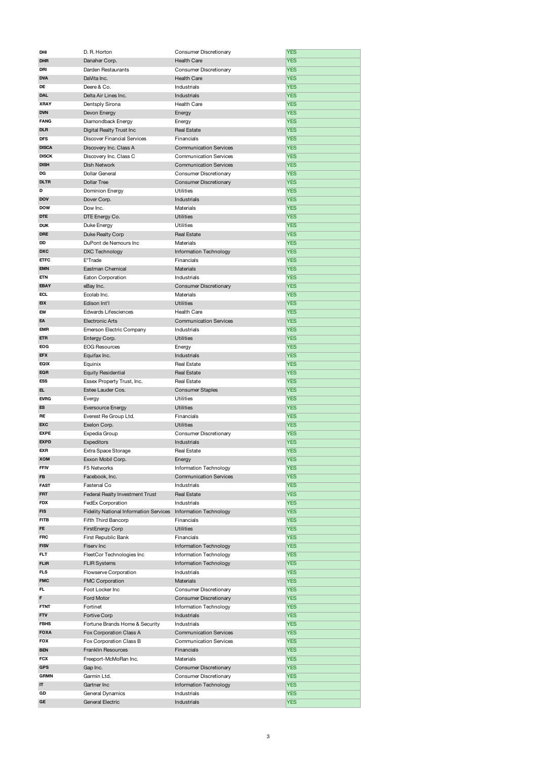| | | | |
|---|---|---|---|
| DHI | D. R. Horton | Consumer Discretionary | YES |
| DHR | Danaher Corp. | Health Care | YES |
| DRI | Darden Restaurants | Consumer Discretionary | YES |
| DVA | DaVita Inc. | Health Care | YES |
| DE | Deere & Co. | Industrials | YES |
| DAL | Delta Air Lines Inc. | Industrials | YES |
| XRAY | Dentsply Sirona | Health Care | YES |
| DVN | Devon Energy | Energy | YES |
| FANG | Diamondback Energy | Energy | YES |
| DLR | Digital Realty Trust Inc | Real Estate | YES |
| DFS | Discover Financial Services | Financials | YES |
| DISCA | Discovery Inc. Class A | Communication Services | YES |
| DISCK | Discovery Inc. Class C | Communication Services | YES |
| DISH | Dish Network | Communication Services | YES |
| DG | Dollar General | Consumer Discretionary | YES |
| DLTR | Dollar Tree | Consumer Discretionary | YES |
| D | Dominion Energy | Utilities | YES |
| DOV | Dover Corp. | Industrials | YES |
| DOW | Dow Inc. | Materials | YES |
| DTE | DTE Energy Co. | Utilities | YES |
| DUK | Duke Energy | Utilities | YES |
| DRE | Duke Realty Corp | Real Estate | YES |
| DD | DuPont de Nemours Inc | Materials | YES |
| DXC | DXC Technology | Information Technology | YES |
| ETFC | E*Trade | Financials | YES |
| EMN | Eastman Chemical | Materials | YES |
| ETN | Eaton Corporation | Industrials | YES |
| EBAY | eBay Inc. | Consumer Discretionary | YES |
| ECL | Ecolab Inc. | Materials | YES |
| EIX | Edison Int'l | Utilities | YES |
| EW | Edwards Lifesciences | Health Care | YES |
| EA | Electronic Arts | Communication Services | YES |
| EMR | Emerson Electric Company | Industrials | YES |
| ETR | Entergy Corp. | Utilities | YES |
| EOG | EOG Resources | Energy | YES |
| EFX | Equifax Inc. | Industrials | YES |
| EQIX | Equinix | Real Estate | YES |
| EQR | Equity Residential | Real Estate | YES |
| ESS | Essex Property Trust, Inc. | Real Estate | YES |
| EL | Estee Lauder Cos. | Consumer Staples | YES |
| EVRG | Evergy | Utilities | YES |
| ES | Eversource Energy | Utilities | YES |
| RE | Everest Re Group Ltd. | Financials | YES |
| EXC | Exelon Corp. | Utilities | YES |
| EXPE | Expedia Group | Consumer Discretionary | YES |
| EXPD | Expeditors | Industrials | YES |
| EXR | Extra Space Storage | Real Estate | YES |
| XOM | Exxon Mobil Corp. | Energy | YES |
| FFIV | F5 Networks | Information Technology | YES |
| FB | Facebook, Inc. | Communication Services | YES |
| FAST | Fastenal Co | Industrials | YES |
| FRT | Federal Realty Investment Trust | Real Estate | YES |
| FDX | FedEx Corporation | Industrials | YES |
| FIS | Fidelity National Information Services | Information Technology | YES |
| FITB | Fifth Third Bancorp | Financials | YES |
| FE | FirstEnergy Corp | Utilities | YES |
| FRC | First Republic Bank | Financials | YES |
| FISV | Fiserv Inc | Information Technology | YES |
| FLT | FleetCor Technologies Inc | Information Technology | YES |
| FLIR | FLIR Systems | Information Technology | YES |
| FLS | Flowserve Corporation | Industrials | YES |
| FMC | FMC Corporation | Materials | YES |
| FL | Foot Locker Inc | Consumer Discretionary | YES |
| F | Ford Motor | Consumer Discretionary | YES |
| FTNT | Fortinet | Information Technology | YES |
| FTV | Fortive Corp | Industrials | YES |
| FBHS | Fortune Brands Home & Security | Industrials | YES |
| FOXA | Fox Corporation Class A | Communication Services | YES |
| FOX | Fox Corporation Class B | Communication Services | YES |
| BEN | Franklin Resources | Financials | YES |
| FCX | Freeport-McMoRan Inc. | Materials | YES |
| GPS | Gap Inc. | Consumer Discretionary | YES |
| GRMN | Garmin Ltd. | Consumer Discretionary | YES |
| IT | Gartner Inc | Information Technology | YES |
| GD | General Dynamics | Industrials | YES |
| GE | General Electric | Industrials | YES |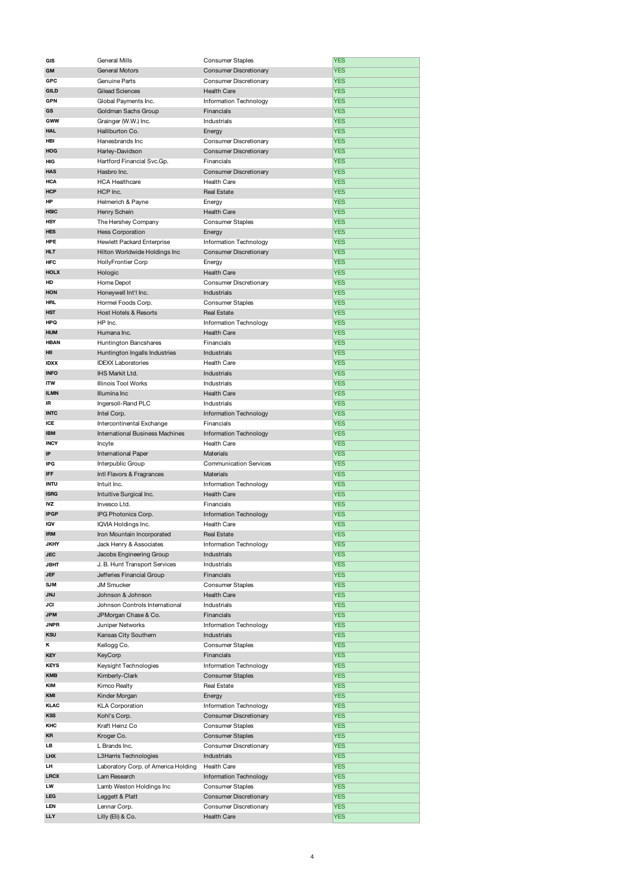| GIS | General Mills | Consumer Staples | YES |
|---|---|---|---|
| GM | General Motors | Consumer Discretionary | YES |
| GPC | Genuine Parts | Consumer Discretionary | YES |
| GILD | Gilead Sciences | Health Care | YES |
| GPN | Global Payments Inc. | Information Technology | YES |
| GS | Goldman Sachs Group | Financials | YES |
| GWW | Grainger (W.W.) Inc. | Industrials | YES |
| HAL | Halliburton Co. | Energy | YES |
| HBI | Hanesbrands Inc | Consumer Discretionary | YES |
| HOG | Harley-Davidson | Consumer Discretionary | YES |
| HIG | Hartford Financial Svc.Gp. | Financials | YES |
| HAS | Hasbro Inc. | Consumer Discretionary | YES |
| HCA | HCA Healthcare | Health Care | YES |
| HCP | HCP Inc. | Real Estate | YES |
| HP | Helmerich & Payne | Energy | YES |
| HSIC | Henry Schein | Health Care | YES |
| HSY | The Hershey Company | Consumer Staples | YES |
| HES | Hess Corporation | Energy | YES |
| HPE | Hewlett Packard Enterprise | Information Technology | YES |
| HLT | Hilton Worldwide Holdings Inc | Consumer Discretionary | YES |
| HFC | HollyFrontier Corp | Energy | YES |
| HOLX | Hologic | Health Care | YES |
| HD | Home Depot | Consumer Discretionary | YES |
| HON | Honeywell Int'l Inc. | Industrials | YES |
| HRL | Hormel Foods Corp. | Consumer Staples | YES |
| HST | Host Hotels & Resorts | Real Estate | YES |
| HPQ | HP Inc. | Information Technology | YES |
| HUM | Humana Inc. | Health Care | YES |
| HBAN | Huntington Bancshares | Financials | YES |
| HII | Huntington Ingalls Industries | Industrials | YES |
| IDXX | IDEXX Laboratories | Health Care | YES |
| INFO | IHS Markit Ltd. | Industrials | YES |
| ITW | Illinois Tool Works | Industrials | YES |
| ILMN | Illumina Inc | Health Care | YES |
| IR | Ingersoll-Rand PLC | Industrials | YES |
| INTC | Intel Corp. | Information Technology | YES |
| ICE | Intercontinental Exchange | Financials | YES |
| IBM | International Business Machines | Information Technology | YES |
| INCY | Incyte | Health Care | YES |
| IP | International Paper | Materials | YES |
| IPG | Interpublic Group | Communication Services | YES |
| IFF | Intl Flavors & Fragrances | Materials | YES |
| INTU | Intuit Inc. | Information Technology | YES |
| ISRG | Intuitive Surgical Inc. | Health Care | YES |
| IVZ | Invesco Ltd. | Financials | YES |
| IPGP | IPG Photonics Corp. | Information Technology | YES |
| IQV | IQVIA Holdings Inc. | Health Care | YES |
| IRM | Iron Mountain Incorporated | Real Estate | YES |
| JKHY | Jack Henry & Associates | Information Technology | YES |
| JEC | Jacobs Engineering Group | Industrials | YES |
| JBHT | J. B. Hunt Transport Services | Industrials | YES |
| JEF | Jefferies Financial Group | Financials | YES |
| SJM | JM Smucker | Consumer Staples | YES |
| JNJ | Johnson & Johnson | Health Care | YES |
| JCI | Johnson Controls International | Industrials | YES |
| JPM | JPMorgan Chase & Co. | Financials | YES |
| JNPR | Juniper Networks | Information Technology | YES |
| KSU | Kansas City Southern | Industrials | YES |
| K | Kellogg Co. | Consumer Staples | YES |
| KEY | KeyCorp | Financials | YES |
| KEYS | Keysight Technologies | Information Technology | YES |
| KMB | Kimberly-Clark | Consumer Staples | YES |
| KIM | Kimco Realty | Real Estate | YES |
| KMI | Kinder Morgan | Energy | YES |
| KLAC | KLA Corporation | Information Technology | YES |
| KSS | Kohl's Corp. | Consumer Discretionary | YES |
| KHC | Kraft Heinz Co | Consumer Staples | YES |
| KR | Kroger Co. | Consumer Staples | YES |
| LB | L Brands Inc. | Consumer Discretionary | YES |
| LHX | L3Harris Technologies | Industrials | YES |
| LH | Laboratory Corp. of America Holding | Health Care | YES |
| LRCX | Lam Research | Information Technology | YES |
| LW | Lamb Weston Holdings Inc | Consumer Staples | YES |
| LEG | Leggett & Platt | Consumer Discretionary | YES |
| LEN | Lennar Corp. | Consumer Discretionary | YES |
| LLY | Lilly (Eli) & Co. | Health Care | YES |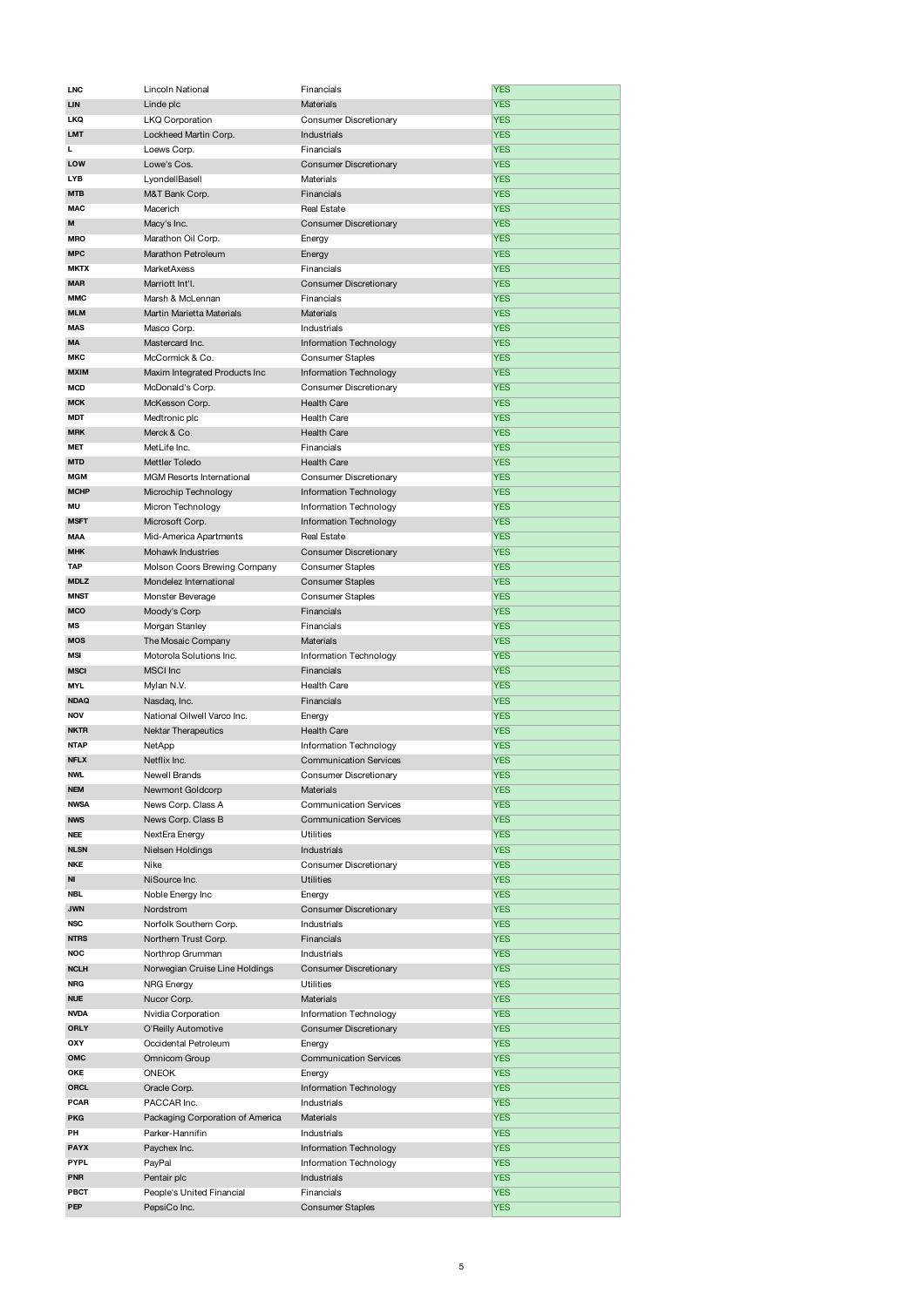| | | | |
|---|---|---|---|
| **LNC** | Lincoln National | Financials | YES |
| **LIN** | Linde plc | Materials | YES |
| **LKQ** | LKQ Corporation | Consumer Discretionary | YES |
| **LMT** | Lockheed Martin Corp. | Industrials | YES |
| **L** | Loews Corp. | Financials | YES |
| **LOW** | Lowe's Cos. | Consumer Discretionary | YES |
| **LYB** | LyondellBasell | Materials | YES |
| **MTB** | M&T Bank Corp. | Financials | YES |
| **MAC** | Macerich | Real Estate | YES |
| **M** | Macy's Inc. | Consumer Discretionary | YES |
| **MRO** | Marathon Oil Corp. | Energy | YES |
| **MPC** | Marathon Petroleum | Energy | YES |
| **MKTX** | MarketAxess | Financials | YES |
| **MAR** | Marriott Int'l. | Consumer Discretionary | YES |
| **MMC** | Marsh & McLennan | Financials | YES |
| **MLM** | Martin Marietta Materials | Materials | YES |
| **MAS** | Masco Corp. | Industrials | YES |
| **MA** | Mastercard Inc. | Information Technology | YES |
| **MKC** | McCormick & Co. | Consumer Staples | YES |
| **MXIM** | Maxim Integrated Products Inc | Information Technology | YES |
| **MCD** | McDonald's Corp. | Consumer Discretionary | YES |
| **MCK** | McKesson Corp. | Health Care | YES |
| **MDT** | Medtronic plc | Health Care | YES |
| **MRK** | Merck & Co. | Health Care | YES |
| **MET** | MetLife Inc. | Financials | YES |
| **MTD** | Mettler Toledo | Health Care | YES |
| **MGM** | MGM Resorts International | Consumer Discretionary | YES |
| **MCHP** | Microchip Technology | Information Technology | YES |
| **MU** | Micron Technology | Information Technology | YES |
| **MSFT** | Microsoft Corp. | Information Technology | YES |
| **MAA** | Mid-America Apartments | Real Estate | YES |
| **MHK** | Mohawk Industries | Consumer Discretionary | YES |
| **TAP** | Molson Coors Brewing Company | Consumer Staples | YES |
| **MDLZ** | Mondelez International | Consumer Staples | YES |
| **MNST** | Monster Beverage | Consumer Staples | YES |
| **MCO** | Moody's Corp | Financials | YES |
| **MS** | Morgan Stanley | Financials | YES |
| **MOS** | The Mosaic Company | Materials | YES |
| **MSI** | Motorola Solutions Inc. | Information Technology | YES |
| **MSCI** | MSCI Inc | Financials | YES |
| **MYL** | Mylan N.V. | Health Care | YES |
| **NDAQ** | Nasdaq, Inc. | Financials | YES |
| **NOV** | National Oilwell Varco Inc. | Energy | YES |
| **NKTR** | Nektar Therapeutics | Health Care | YES |
| **NTAP** | NetApp | Information Technology | YES |
| **NFLX** | Netflix Inc. | Communication Services | YES |
| **NWL** | Newell Brands | Consumer Discretionary | YES |
| **NEM** | Newmont Goldcorp | Materials | YES |
| **NWSA** | News Corp. Class A | Communication Services | YES |
| **NWS** | News Corp. Class B | Communication Services | YES |
| **NEE** | NextEra Energy | Utilities | YES |
| **NLSN** | Nielsen Holdings | Industrials | YES |
| **NKE** | Nike | Consumer Discretionary | YES |
| **NI** | NiSource Inc. | Utilities | YES |
| **NBL** | Noble Energy Inc | Energy | YES |
| **JWN** | Nordstrom | Consumer Discretionary | YES |
| **NSC** | Norfolk Southern Corp. | Industrials | YES |
| **NTRS** | Northern Trust Corp. | Financials | YES |
| **NOC** | Northrop Grumman | Industrials | YES |
| **NCLH** | Norwegian Cruise Line Holdings | Consumer Discretionary | YES |
| **NRG** | NRG Energy | Utilities | YES |
| **NUE** | Nucor Corp. | Materials | YES |
| **NVDA** | Nvidia Corporation | Information Technology | YES |
| **ORLY** | O'Reilly Automotive | Consumer Discretionary | YES |
| **OXY** | Occidental Petroleum | Energy | YES |
| **OMC** | Omnicom Group | Communication Services | YES |
| **OKE** | ONEOK | Energy | YES |
| **ORCL** | Oracle Corp. | Information Technology | YES |
| **PCAR** | PACCAR Inc. | Industrials | YES |
| **PKG** | Packaging Corporation of America | Materials | YES |
| **PH** | Parker-Hannifin | Industrials | YES |
| **PAYX** | Paychex Inc. | Information Technology | YES |
| **PYPL** | PayPal | Information Technology | YES |
| **PNR** | Pentair plc | Industrials | YES |
| **PBCT** | People's United Financial | Financials | YES |
| **PEP** | PepsiCo Inc. | Consumer Staples | YES |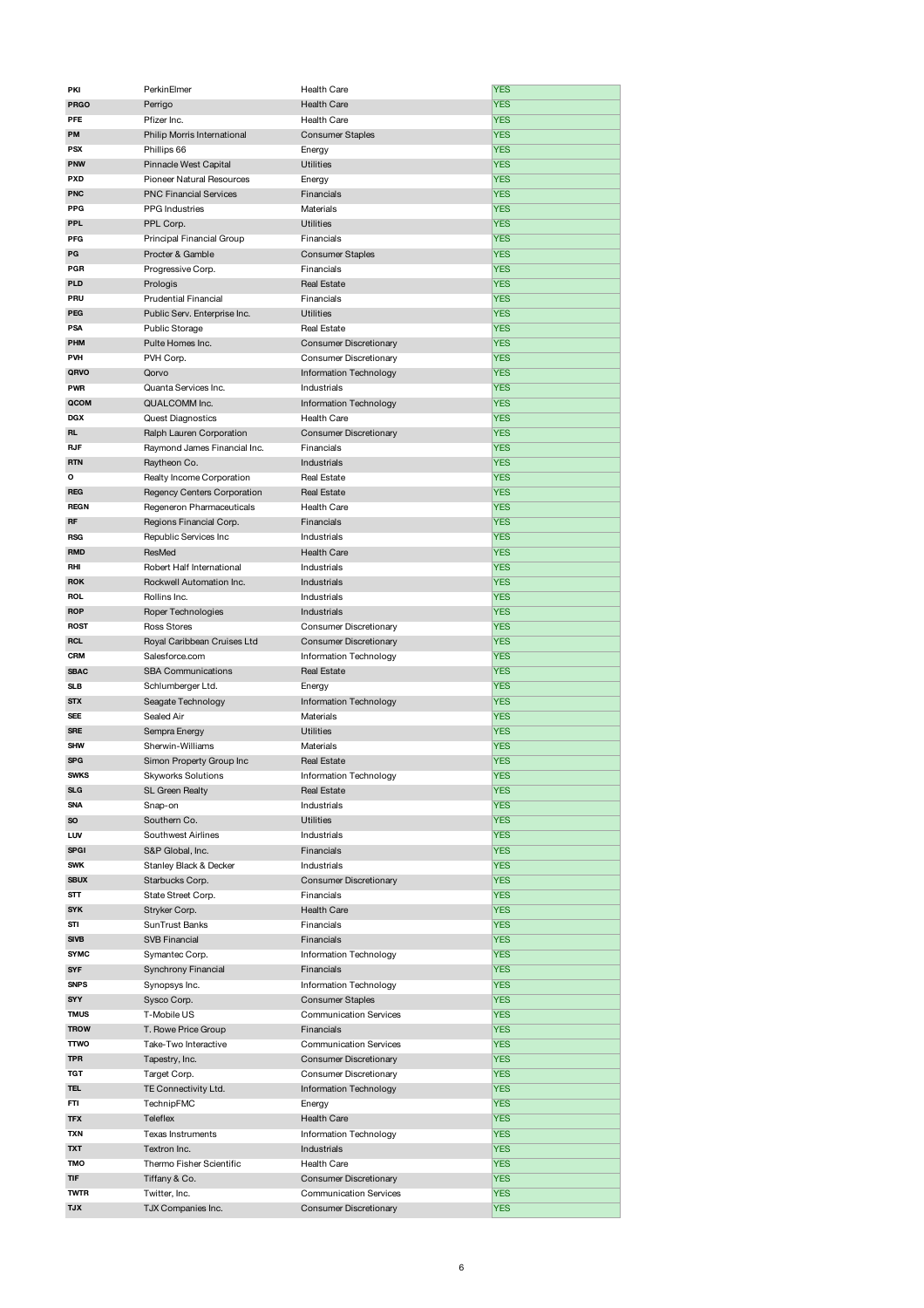| | | | |
|---|---|---|---|
| **PKI** | PerkinElmer | Health Care | YES |
| **PRGO** | Perrigo | Health Care | YES |
| **PFE** | Pfizer Inc. | Health Care | YES |
| **PM** | Philip Morris International | Consumer Staples | YES |
| **PSX** | Phillips 66 | Energy | YES |
| **PNW** | Pinnacle West Capital | Utilities | YES |
| **PXD** | Pioneer Natural Resources | Energy | YES |
| **PNC** | PNC Financial Services | Financials | YES |
| **PPG** | PPG Industries | Materials | YES |
| **PPL** | PPL Corp. | Utilities | YES |
| **PFG** | Principal Financial Group | Financials | YES |
| **PG** | Procter & Gamble | Consumer Staples | YES |
| **PGR** | Progressive Corp. | Financials | YES |
| **PLD** | Prologis | Real Estate | YES |
| **PRU** | Prudential Financial | Financials | YES |
| **PEG** | Public Serv. Enterprise Inc. | Utilities | YES |
| **PSA** | Public Storage | Real Estate | YES |
| **PHM** | Pulte Homes Inc. | Consumer Discretionary | YES |
| **PVH** | PVH Corp. | Consumer Discretionary | YES |
| **QRVO** | Qorvo | Information Technology | YES |
| **PWR** | Quanta Services Inc. | Industrials | YES |
| **QCOM** | QUALCOMM Inc. | Information Technology | YES |
| **DGX** | Quest Diagnostics | Health Care | YES |
| **RL** | Ralph Lauren Corporation | Consumer Discretionary | YES |
| **RJF** | Raymond James Financial Inc. | Financials | YES |
| **RTN** | Raytheon Co. | Industrials | YES |
| **O** | Realty Income Corporation | Real Estate | YES |
| **REG** | Regency Centers Corporation | Real Estate | YES |
| **REGN** | Regeneron Pharmaceuticals | Health Care | YES |
| **RF** | Regions Financial Corp. | Financials | YES |
| **RSG** | Republic Services Inc | Industrials | YES |
| **RMD** | ResMed | Health Care | YES |
| **RHI** | Robert Half International | Industrials | YES |
| **ROK** | Rockwell Automation Inc. | Industrials | YES |
| **ROL** | Rollins Inc. | Industrials | YES |
| **ROP** | Roper Technologies | Industrials | YES |
| **ROST** | Ross Stores | Consumer Discretionary | YES |
| **RCL** | Royal Caribbean Cruises Ltd | Consumer Discretionary | YES |
| **CRM** | Salesforce.com | Information Technology | YES |
| **SBAC** | SBA Communications | Real Estate | YES |
| **SLB** | Schlumberger Ltd. | Energy | YES |
| **STX** | Seagate Technology | Information Technology | YES |
| **SEE** | Sealed Air | Materials | YES |
| **SRE** | Sempra Energy | Utilities | YES |
| **SHW** | Sherwin-Williams | Materials | YES |
| **SPG** | Simon Property Group Inc | Real Estate | YES |
| **SWKS** | Skyworks Solutions | Information Technology | YES |
| **SLG** | SL Green Realty | Real Estate | YES |
| **SNA** | Snap-on | Industrials | YES |
| **SO** | Southern Co. | Utilities | YES |
| **LUV** | Southwest Airlines | Industrials | YES |
| **SPGI** | S&P Global, Inc. | Financials | YES |
| **SWK** | Stanley Black & Decker | Industrials | YES |
| **SBUX** | Starbucks Corp. | Consumer Discretionary | YES |
| **STT** | State Street Corp. | Financials | YES |
| **SYK** | Stryker Corp. | Health Care | YES |
| **STI** | SunTrust Banks | Financials | YES |
| **SIVB** | SVB Financial | Financials | YES |
| **SYMC** | Symantec Corp. | Information Technology | YES |
| **SYF** | Synchrony Financial | Financials | YES |
| **SNPS** | Synopsys Inc. | Information Technology | YES |
| **SYY** | Sysco Corp. | Consumer Staples | YES |
| **TMUS** | T-Mobile US | Communication Services | YES |
| **TROW** | T. Rowe Price Group | Financials | YES |
| **TTWO** | Take-Two Interactive | Communication Services | YES |
| **TPR** | Tapestry, Inc. | Consumer Discretionary | YES |
| **TGT** | Target Corp. | Consumer Discretionary | YES |
| **TEL** | TE Connectivity Ltd. | Information Technology | YES |
| **FTI** | TechnipFMC | Energy | YES |
| **TFX** | Teleflex | Health Care | YES |
| **TXN** | Texas Instruments | Information Technology | YES |
| **TXT** | Textron Inc. | Industrials | YES |
| **TMO** | Thermo Fisher Scientific | Health Care | YES |
| **TIF** | Tiffany & Co. | Consumer Discretionary | YES |
| **TWTR** | Twitter, Inc. | Communication Services | YES |
| **TJX** | TJX Companies Inc. | Consumer Discretionary | YES |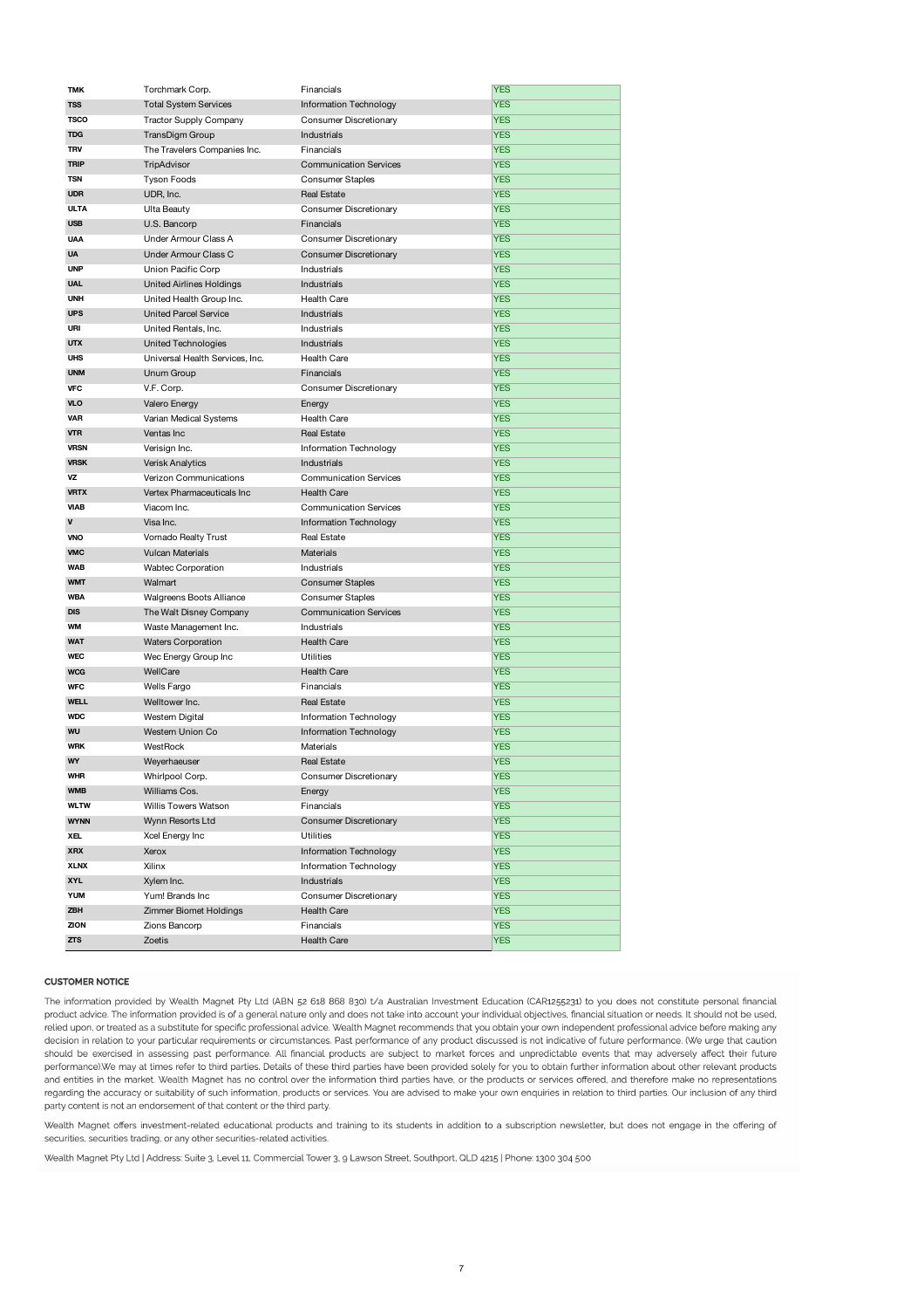| | | | |
|---|---|---|---|
| **TMK** | Torchmark Corp. | Financials | YES |
| **TSS** | Total System Services | Information Technology | YES |
| **TSCO** | Tractor Supply Company | Consumer Discretionary | YES |
| **TDG** | TransDigm Group | Industrials | YES |
| **TRV** | The Travelers Companies Inc. | Financials | YES |
| **TRIP** | TripAdvisor | Communication Services | YES |
| **TSN** | Tyson Foods | Consumer Staples | YES |
| **UDR** | UDR, Inc. | Real Estate | YES |
| **ULTA** | Ulta Beauty | Consumer Discretionary | YES |
| **USB** | U.S. Bancorp | Financials | YES |
| **UAA** | Under Armour Class A | Consumer Discretionary | YES |
| **UA** | Under Armour Class C | Consumer Discretionary | YES |
| **UNP** | Union Pacific Corp | Industrials | YES |
| **UAL** | United Airlines Holdings | Industrials | YES |
| **UNH** | United Health Group Inc. | Health Care | YES |
| **UPS** | United Parcel Service | Industrials | YES |
| **URI** | United Rentals, Inc. | Industrials | YES |
| **UTX** | United Technologies | Industrials | YES |
| **UHS** | Universal Health Services, Inc. | Health Care | YES |
| **UNM** | Unum Group | Financials | YES |
| **VFC** | V.F. Corp. | Consumer Discretionary | YES |
| **VLO** | Valero Energy | Energy | YES |
| **VAR** | Varian Medical Systems | Health Care | YES |
| **VTR** | Ventas Inc | Real Estate | YES |
| **VRSN** | Verisign Inc. | Information Technology | YES |
| **VRSK** | Verisk Analytics | Industrials | YES |
| **VZ** | Verizon Communications | Communication Services | YES |
| **VRTX** | Vertex Pharmaceuticals Inc | Health Care | YES |
| **VIAB** | Viacom Inc. | Communication Services | YES |
| **V** | Visa Inc. | Information Technology | YES |
| **VNO** | Vornado Realty Trust | Real Estate | YES |
| **VMC** | Vulcan Materials | Materials | YES |
| **WAB** | Wabtec Corporation | Industrials | YES |
| **WMT** | Walmart | Consumer Staples | YES |
| **WBA** | Walgreens Boots Alliance | Consumer Staples | YES |
| **DIS** | The Walt Disney Company | Communication Services | YES |
| **WM** | Waste Management Inc. | Industrials | YES |
| **WAT** | Waters Corporation | Health Care | YES |
| **WEC** | Wec Energy Group Inc | Utilities | YES |
| **WCG** | WellCare | Health Care | YES |
| **WFC** | Wells Fargo | Financials | YES |
| **WELL** | Welltower Inc. | Real Estate | YES |
| **WDC** | Western Digital | Information Technology | YES |
| **WU** | Western Union Co | Information Technology | YES |
| **WRK** | WestRock | Materials | YES |
| **WY** | Weyerhaeuser | Real Estate | YES |
| **WHR** | Whirlpool Corp. | Consumer Discretionary | YES |
| **WMB** | Williams Cos. | Energy | YES |
| **WLTW** | Willis Towers Watson | Financials | YES |
| **WYNN** | Wynn Resorts Ltd | Consumer Discretionary | YES |
| **XEL** | Xcel Energy Inc | Utilities | YES |
| **XRX** | Xerox | Information Technology | YES |
| **XLNX** | Xilinx | Information Technology | YES |
| **XYL** | Xylem Inc. | Industrials | YES |
| **YUM** | Yum! Brands Inc | Consumer Discretionary | YES |
| **ZBH** | Zimmer Biomet Holdings | Health Care | YES |
| **ZION** | Zions Bancorp | Financials | YES |
| **ZTS** | Zoetis | Health Care | YES |

**CUSTOMER NOTICE**

The information provided by Wealth Magnet Pty Ltd (ABN 52 618 868 830) t/a Australian Investment Education (CAR1255231) to you does not constitute personal financial product advice. The information provided is of a general nature only and does not take into account your individual objectives, financial situation or needs. It should not be used, relied upon, or treated as a substitute for specific professional advice. Wealth Magnet recommends that you obtain your own independent professional advice before making any decision in relation to your particular requirements or circumstances. Past performance of any product discussed is not indicative of future performance. (We urge that caution should be exercised in assessing past performance. All financial products are subject to market forces and unpredictable events that may adversely affect their future performance.)We may at times refer to third parties. Details of these third parties have been provided solely for you to obtain further information about other relevant products and entities in the market. Wealth Magnet has no control over the information third parties have, or the products or services offered, and therefore make no representations regarding the accuracy or suitability of such information, products or services. You are advised to make your own enquiries in relation to third parties. Our inclusion of any third party content is not an endorsement of that content or the third party.

Wealth Magnet offers investment-related educational products and training to its students in addition to a subscription newsletter, but does not engage in the offering of securities, securities trading, or any other securities-related activities.

Wealth Magnet Pty Ltd | Address: Suite 3, Level 11, Commercial Tower 3, 9 Lawson Street, Southport, QLD 4215 | Phone: 1300 304 500